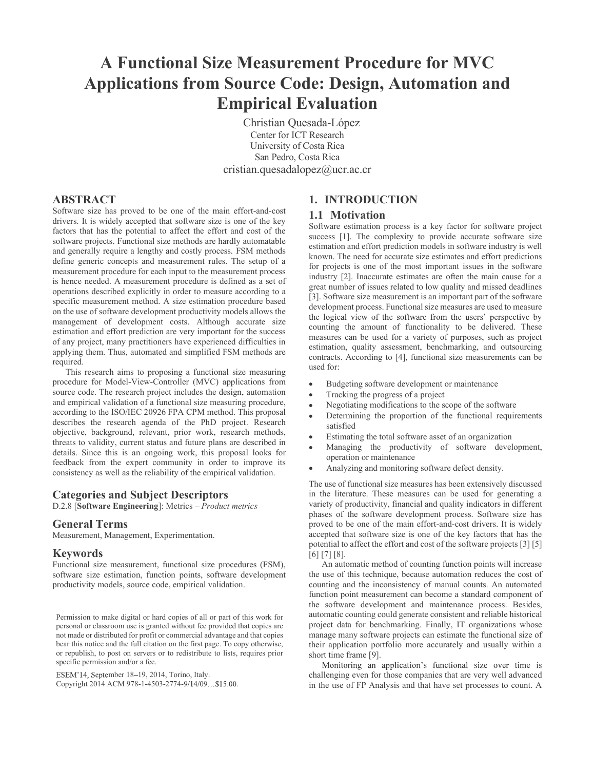# A Functional Size Measurement Procedure for MVC Applications from Source Code: Design, Automation and Empirical Evaluation

Christian Quesada-López
Center for ICT Research
University of Costa Rica
San Pedro, Costa Rica
cristian.quesadalopez@ucr.ac.cr

## ABSTRACT

Software size has proved to be one of the main effort-and-cost drivers. It is widely accepted that software size is one of the key factors that has the potential to affect the effort and cost of the software projects. Functional size methods are hardly automatable and generally require a lengthy and costly process. FSM methods define generic concepts and measurement rules. The setup of a measurement procedure for each input to the measurement process is hence needed. A measurement procedure is defined as a set of operations described explicitly in order to measure according to a specific measurement method. A size estimation procedure based on the use of software development productivity models allows the management of development costs. Although accurate size estimation and effort prediction are very important for the success of any project, many practitioners have experienced difficulties in applying them. Thus, automated and simplified FSM methods are required.

This research aims to proposing a functional size measuring procedure for Model-View-Controller (MVC) applications from source code. The research project includes the design, automation and empirical validation of a functional size measuring procedure, according to the ISO/IEC 20926 FPA CPM method. This proposal describes the research agenda of the PhD project. Research objective, background, relevant, prior work, research methods, threats to validity, current status and future plans are described in details. Since this is an ongoing work, this proposal looks for feedback from the expert community in order to improve its consistency as well as the reliability of the empirical validation.

### Categories and Subject Descriptors

D.2.8 [**Software Engineering**]: Metrics – *Product metrics*

### General Terms

Measurement, Management, Experimentation.

### Keywords

Functional size measurement, functional size procedures (FSM), software size estimation, function points, software development productivity models, source code, empirical validation.

Permission to make digital or hard copies of all or part of this work for personal or classroom use is granted without fee provided that copies are not made or distributed for profit or commercial advantage and that copies bear this notice and the full citation on the first page. To copy otherwise, or republish, to post on servers or to redistribute to lists, requires prior specific permission and/or a fee.

ESEM'14, September 18–19, 2014, Torino, Italy.
Copyright 2014 ACM 978-1-4503-2774-9/14/09…$15.00.

## 1. INTRODUCTION

### 1.1 Motivation

Software estimation process is a key factor for software project success [1]. The complexity to provide accurate software size estimation and effort prediction models in software industry is well known. The need for accurate size estimates and effort predictions for projects is one of the most important issues in the software industry [2]. Inaccurate estimates are often the main cause for a great number of issues related to low quality and missed deadlines [3]. Software size measurement is an important part of the software development process. Functional size measures are used to measure the logical view of the software from the users' perspective by counting the amount of functionality to be delivered. These measures can be used for a variety of purposes, such as project estimation, quality assessment, benchmarking, and outsourcing contracts. According to [4], functional size measurements can be used for:

- Budgeting software development or maintenance
- Tracking the progress of a project
- Negotiating modifications to the scope of the software
- Determining the proportion of the functional requirements satisfied
- Estimating the total software asset of an organization
- Managing the productivity of software development, operation or maintenance
- Analyzing and monitoring software defect density.

The use of functional size measures has been extensively discussed in the literature. These measures can be used for generating a variety of productivity, financial and quality indicators in different phases of the software development process. Software size has proved to be one of the main effort-and-cost drivers. It is widely accepted that software size is one of the key factors that has the potential to affect the effort and cost of the software projects [3] [5] [6] [7] [8].

An automatic method of counting function points will increase the use of this technique, because automation reduces the cost of counting and the inconsistency of manual counts. An automated function point measurement can become a standard component of the software development and maintenance process. Besides, automatic counting could generate consistent and reliable historical project data for benchmarking. Finally, IT organizations whose manage many software projects can estimate the functional size of their application portfolio more accurately and usually within a short time frame [9].

Monitoring an application's functional size over time is challenging even for those companies that are very well advanced in the use of FP Analysis and that have set processes to count. A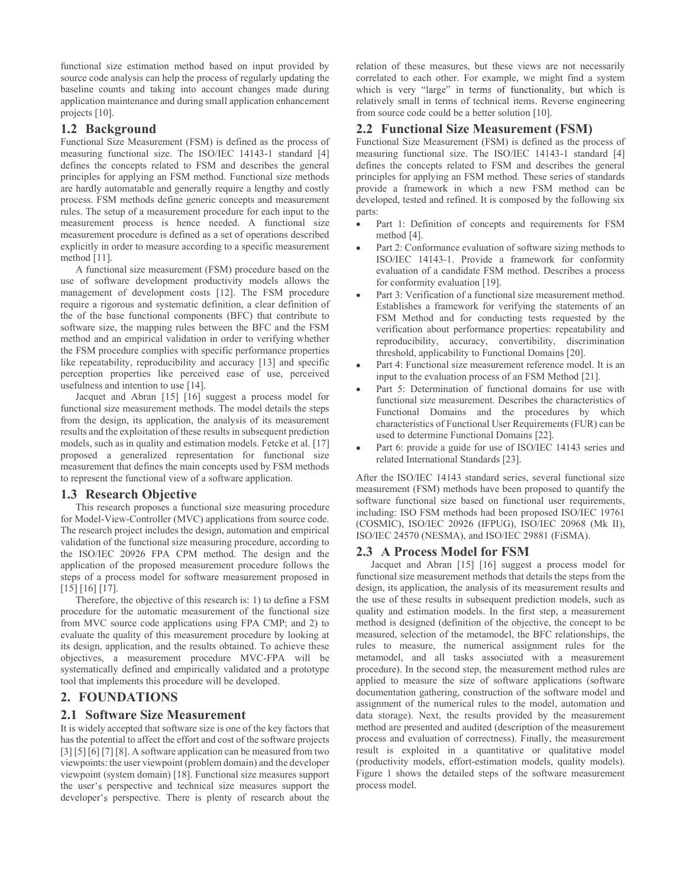functional size estimation method based on input provided by source code analysis can help the process of regularly updating the baseline counts and taking into account changes made during application maintenance and during small application enhancement projects [10].

## 1.2 Background

Functional Size Measurement (FSM) is defined as the process of measuring functional size. The ISO/IEC 14143-1 standard [4] defines the concepts related to FSM and describes the general principles for applying an FSM method. Functional size methods are hardly automatable and generally require a lengthy and costly process. FSM methods define generic concepts and measurement rules. The setup of a measurement procedure for each input to the measurement process is hence needed. A functional size measurement procedure is defined as a set of operations described explicitly in order to measure according to a specific measurement method [11].

A functional size measurement (FSM) procedure based on the use of software development productivity models allows the management of development costs [12]. The FSM procedure require a rigorous and systematic definition, a clear definition of the of the base functional components (BFC) that contribute to software size, the mapping rules between the BFC and the FSM method and an empirical validation in order to verifying whether the FSM procedure complies with specific performance properties like repeatability, reproducibility and accuracy [13] and specific perception properties like perceived ease of use, perceived usefulness and intention to use [14].

Jacquet and Abran [15] [16] suggest a process model for functional size measurement methods. The model details the steps from the design, its application, the analysis of its measurement results and the exploitation of these results in subsequent prediction models, such as in quality and estimation models. Fetcke et al. [17] proposed a generalized representation for functional size measurement that defines the main concepts used by FSM methods to represent the functional view of a software application.

## 1.3 Research Objective

This research proposes a functional size measuring procedure for Model-View-Controller (MVC) applications from source code. The research project includes the design, automation and empirical validation of the functional size measuring procedure, according to the ISO/IEC 20926 FPA CPM method. The design and the application of the proposed measurement procedure follows the steps of a process model for software measurement proposed in [15] [16] [17].

Therefore, the objective of this research is: 1) to define a FSM procedure for the automatic measurement of the functional size from MVC source code applications using FPA CMP; and 2) to evaluate the quality of this measurement procedure by looking at its design, application, and the results obtained. To achieve these objectives, a measurement procedure MVC-FPA will be systematically defined and empirically validated and a prototype tool that implements this procedure will be developed.

# 2. FOUNDATIONS

## 2.1 Software Size Measurement

It is widely accepted that software size is one of the key factors that has the potential to affect the effort and cost of the software projects [3] [5] [6] [7] [8]. A software application can be measured from two viewpoints: the user viewpoint (problem domain) and the developer viewpoint (system domain) [18]. Functional size measures support the user's perspective and technical size measures support the developer's perspective. There is plenty of research about the relation of these measures, but these views are not necessarily correlated to each other. For example, we might find a system which is very "large" in terms of functionality, but which is relatively small in terms of technical items. Reverse engineering from source code could be a better solution [10].

## 2.2 Functional Size Measurement (FSM)

Functional Size Measurement (FSM) is defined as the process of measuring functional size. The ISO/IEC 14143-1 standard [4] defines the concepts related to FSM and describes the general principles for applying an FSM method. These series of standards provide a framework in which a new FSM method can be developed, tested and refined. It is composed by the following six parts:

- Part 1: Definition of concepts and requirements for FSM method [4].
- Part 2: Conformance evaluation of software sizing methods to ISO/IEC 14143-1. Provide a framework for conformity evaluation of a candidate FSM method. Describes a process for conformity evaluation [19].
- Part 3: Verification of a functional size measurement method. Establishes a framework for verifying the statements of an FSM Method and for conducting tests requested by the verification about performance properties: repeatability and reproducibility, accuracy, convertibility, discrimination threshold, applicability to Functional Domains [20].
- Part 4: Functional size measurement reference model. It is an input to the evaluation process of an FSM Method [21].
- Part 5: Determination of functional domains for use with functional size measurement. Describes the characteristics of Functional Domains and the procedures by which characteristics of Functional User Requirements (FUR) can be used to determine Functional Domains [22].
- Part 6: provide a guide for use of ISO/IEC 14143 series and related International Standards [23].

After the ISO/IEC 14143 standard series, several functional size measurement (FSM) methods have been proposed to quantify the software functional size based on functional user requirements, including: ISO FSM methods had been proposed ISO/IEC 19761 (COSMIC), ISO/IEC 20926 (IFPUG), ISO/IEC 20968 (Mk II), ISO/IEC 24570 (NESMA), and ISO/IEC 29881 (FiSMA).

## 2.3 A Process Model for FSM

Jacquet and Abran [15] [16] suggest a process model for functional size measurement methods that details the steps from the design, its application, the analysis of its measurement results and the use of these results in subsequent prediction models, such as quality and estimation models. In the first step, a measurement method is designed (definition of the objective, the concept to be measured, selection of the metamodel, the BFC relationships, the rules to measure, the numerical assignment rules for the metamodel, and all tasks associated with a measurement procedure). In the second step, the measurement method rules are applied to measure the size of software applications (software documentation gathering, construction of the software model and assignment of the numerical rules to the model, automation and data storage). Next, the results provided by the measurement method are presented and audited (description of the measurement process and evaluation of correctness). Finally, the measurement result is exploited in a quantitative or qualitative model (productivity models, effort-estimation models, quality models). Figure 1 shows the detailed steps of the software measurement process model.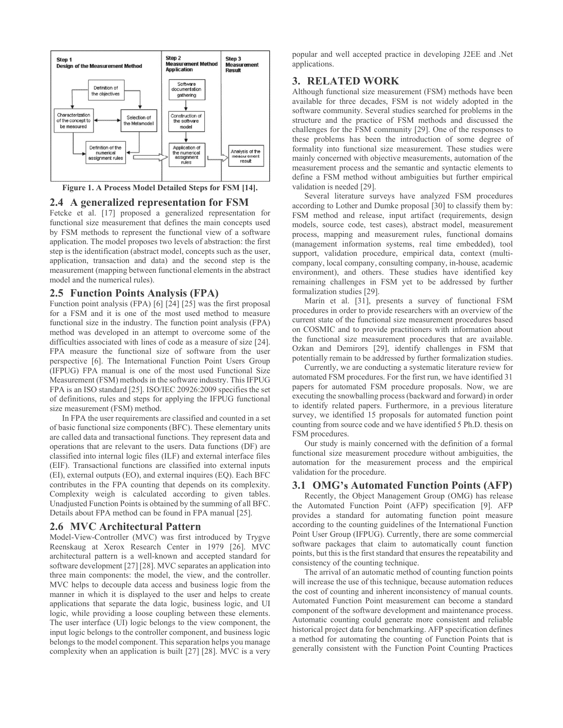Figure 1. A Process Model Detailed Steps for FSM [14].

## 2.4 A generalized representation for FSM

Fetcke et al. [17] proposed a generalized representation for functional size measurement that defines the main concepts used by FSM methods to represent the functional view of a software application. The model proposes two levels of abstraction: the first step is the identification (abstract model, concepts such as the user, application, transaction and data) and the second step is the measurement (mapping between functional elements in the abstract model and the numerical rules).

## 2.5 Function Points Analysis (FPA)

Function point analysis (FPA) [6] [24] [25] was the first proposal for a FSM and it is one of the most used method to measure functional size in the industry. The function point analysis (FPA) method was developed in an attempt to overcome some of the difficulties associated with lines of code as a measure of size [24]. FPA measure the functional size of software from the user perspective [6]. The International Function Point Users Group (IFPUG) FPA manual is one of the most used Functional Size Measurement (FSM) methods in the software industry. This IFPUG FPA is an ISO standard [25]. ISO/IEC 20926:2009 specifies the set of definitions, rules and steps for applying the IFPUG functional size measurement (FSM) method.

In FPA the user requirements are classified and counted in a set of basic functional size components (BFC). These elementary units are called data and transactional functions. They represent data and operations that are relevant to the users. Data functions (DF) are classified into internal logic files (ILF) and external interface files (EIF). Transactional functions are classified into external inputs (EI), external outputs (EO), and external inquires (EQ). Each BFC contributes in the FPA counting that depends on its complexity. Complexity weigh is calculated according to given tables. Unadjusted Function Points is obtained by the summing of all BFC. Details about FPA method can be found in FPA manual [25].

## 2.6 MVC Architectural Pattern

Model-View-Controller (MVC) was first introduced by Trygve Reenskaug at Xerox Research Center in 1979 [26]. MVC architectural pattern is a well-known and accepted standard for software development [27] [28]. MVC separates an application into three main components: the model, the view, and the controller. MVC helps to decouple data access and business logic from the manner in which it is displayed to the user and helps to create applications that separate the data logic, business logic, and UI logic, while providing a loose coupling between these elements. The user interface (UI) logic belongs to the view component, the input logic belongs to the controller component, and business logic belongs to the model component. This separation helps you manage complexity when an application is built [27] [28]. MVC is a very popular and well accepted practice in developing J2EE and .Net applications.

# 3. RELATED WORK

Although functional size measurement (FSM) methods have been available for three decades, FSM is not widely adopted in the software community. Several studies searched for problems in the structure and the practice of FSM methods and discussed the challenges for the FSM community [29]. One of the responses to these problems has been the introduction of some degree of formality into functional size measurement. These studies were mainly concerned with objective measurements, automation of the measurement process and the semantic and syntactic elements to define a FSM method without ambiguities but further empirical validation is needed [29].

Several literature surveys have analyzed FSM procedures according to Lother and Dumke proposal [30] to classify them by: FSM method and release, input artifact (requirements, design models, source code, test cases), abstract model, measurement process, mapping and measurement rules, functional domains (management information systems, real time embedded), tool support, validation procedure, empirical data, context (multi-company, local company, consulting company, in-house, academic environment), and others. These studies have identified key remaining challenges in FSM yet to be addressed by further formalization studies [29].

Marín et al. [31], presents a survey of functional FSM procedures in order to provide researchers with an overview of the current state of the functional size measurement procedures based on COSMIC and to provide practitioners with information about the functional size measurement procedures that are available. Ozkan and Demirors [29], identify challenges in FSM that potentially remain to be addressed by further formalization studies.

Currently, we are conducting a systematic literature review for automated FSM procedures. For the first run, we have identified 31 papers for automated FSM procedure proposals. Now, we are executing the snowballing process (backward and forward) in order to identify related papers. Furthermore, in a previous literature survey, we identified 15 proposals for automated function point counting from source code and we have identified 5 Ph.D. thesis on FSM procedures.

Our study is mainly concerned with the definition of a formal functional size measurement procedure without ambiguities, the automation for the measurement process and the empirical validation for the procedure.

## 3.1 OMG's Automated Function Points (AFP)

Recently, the Object Management Group (OMG) has release the Automated Function Point (AFP) specification [9]. AFP provides a standard for automating function point measure according to the counting guidelines of the International Function Point User Group (IFPUG). Currently, there are some commercial software packages that claim to automatically count function points, but this is the first standard that ensures the repeatability and consistency of the counting technique.

The arrival of an automatic method of counting function points will increase the use of this technique, because automation reduces the cost of counting and inherent inconsistency of manual counts. Automated Function Point measurement can become a standard component of the software development and maintenance process. Automatic counting could generate more consistent and reliable historical project data for benchmarking. AFP specification defines a method for automating the counting of Function Points that is generally consistent with the Function Point Counting Practices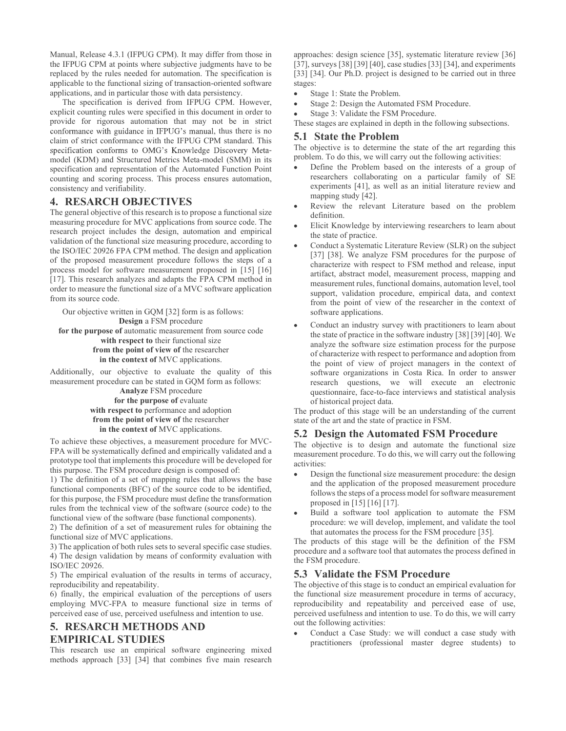Manual, Release 4.3.1 (IFPUG CPM). It may differ from those in the IFPUG CPM at points where subjective judgments have to be replaced by the rules needed for automation. The specification is applicable to the functional sizing of transaction-oriented software applications, and in particular those with data persistency.

The specification is derived from IFPUG CPM. However, explicit counting rules were specified in this document in order to provide for rigorous automation that may not be in strict conformance with guidance in IFPUG's manual, thus there is no claim of strict conformance with the IFPUG CPM standard. This specification conforms to OMG's Knowledge Discovery Meta-model (KDM) and Structured Metrics Meta-model (SMM) in its specification and representation of the Automated Function Point counting and scoring process. This process ensures automation, consistency and verifiability.

## 4. RESEARCH OBJECTIVES

The general objective of this research is to propose a functional size measuring procedure for MVC applications from source code. The research project includes the design, automation and empirical validation of the functional size measuring procedure, according to the ISO/IEC 20926 FPA CPM method. The design and application of the proposed measurement procedure follows the steps of a process model for software measurement proposed in [15] [16] [17]. This research analyzes and adapts the FPA CPM method in order to measure the functional size of a MVC software application from its source code.

Our objective written in GQM [32] form is as follows:

**Design** a FSM procedure
**for the purpose of** automatic measurement from source code
**with respect to** their functional size
**from the point of view of** the researcher
**in the context of** MVC applications.

Additionally, our objective to evaluate the quality of this measurement procedure can be stated in GQM form as follows:

**Analyze** FSM procedure
**for the purpose of** evaluate
**with respect to** performance and adoption
**from the point of view of** the researcher
**in the context of** MVC applications.

To achieve these objectives, a measurement procedure for MVC-FPA will be systematically defined and empirically validated and a prototype tool that implements this procedure will be developed for this purpose. The FSM procedure design is composed of:

1) The definition of a set of mapping rules that allows the base functional components (BFC) of the source code to be identified, for this purpose, the FSM procedure must define the transformation rules from the technical view of the software (source code) to the functional view of the software (base functional components).

2) The definition of a set of measurement rules for obtaining the functional size of MVC applications.

3) The application of both rules sets to several specific case studies.

4) The design validation by means of conformity evaluation with ISO/IEC 20926.

5) The empirical evaluation of the results in terms of accuracy, reproducibility and repeatability.

6) finally, the empirical evaluation of the perceptions of users employing MVC-FPA to measure functional size in terms of perceived ease of use, perceived usefulness and intention to use.

## 5. RESEARCH METHODS AND EMPIRICAL STUDIES

This research use an empirical software engineering mixed methods approach [33] [34] that combines five main research approaches: design science [35], systematic literature review [36] [37], surveys [38] [39] [40], case studies [33] [34], and experiments [33] [34]. Our Ph.D. project is designed to be carried out in three stages:

- Stage 1: State the Problem.
- Stage 2: Design the Automated FSM Procedure.
- Stage 3: Validate the FSM Procedure.

These stages are explained in depth in the following subsections.

### 5.1 State the Problem

The objective is to determine the state of the art regarding this problem. To do this, we will carry out the following activities:

- Define the Problem based on the interests of a group of researchers collaborating on a particular family of SE experiments [41], as well as an initial literature review and mapping study [42].
- Review the relevant Literature based on the problem definition.
- Elicit Knowledge by interviewing researchers to learn about the state of practice.
- Conduct a Systematic Literature Review (SLR) on the subject [37] [38]. We analyze FSM procedures for the purpose of characterize with respect to FSM method and release, input artifact, abstract model, measurement process, mapping and measurement rules, functional domains, automation level, tool support, validation procedure, empirical data, and context from the point of view of the researcher in the context of software applications.
- Conduct an industry survey with practitioners to learn about the state of practice in the software industry [38] [39] [40]. We analyze the software size estimation process for the purpose of characterize with respect to performance and adoption from the point of view of project managers in the context of software organizations in Costa Rica. In order to answer research questions, we will execute an electronic questionnaire, face-to-face interviews and statistical analysis of historical project data.

The product of this stage will be an understanding of the current state of the art and the state of practice in FSM.

### 5.2 Design the Automated FSM Procedure

The objective is to design and automate the functional size measurement procedure. To do this, we will carry out the following activities:

- Design the functional size measurement procedure: the design and the application of the proposed measurement procedure follows the steps of a process model for software measurement proposed in [15] [16] [17].
- Build a software tool application to automate the FSM procedure: we will develop, implement, and validate the tool that automates the process for the FSM procedure [35].

The products of this stage will be the definition of the FSM procedure and a software tool that automates the process defined in the FSM procedure.

### 5.3 Validate the FSM Procedure

The objective of this stage is to conduct an empirical evaluation for the functional size measurement procedure in terms of accuracy, reproducibility and repeatability and perceived ease of use, perceived usefulness and intention to use. To do this, we will carry out the following activities:

- Conduct a Case Study: we will conduct a case study with practitioners (professional master degree students) to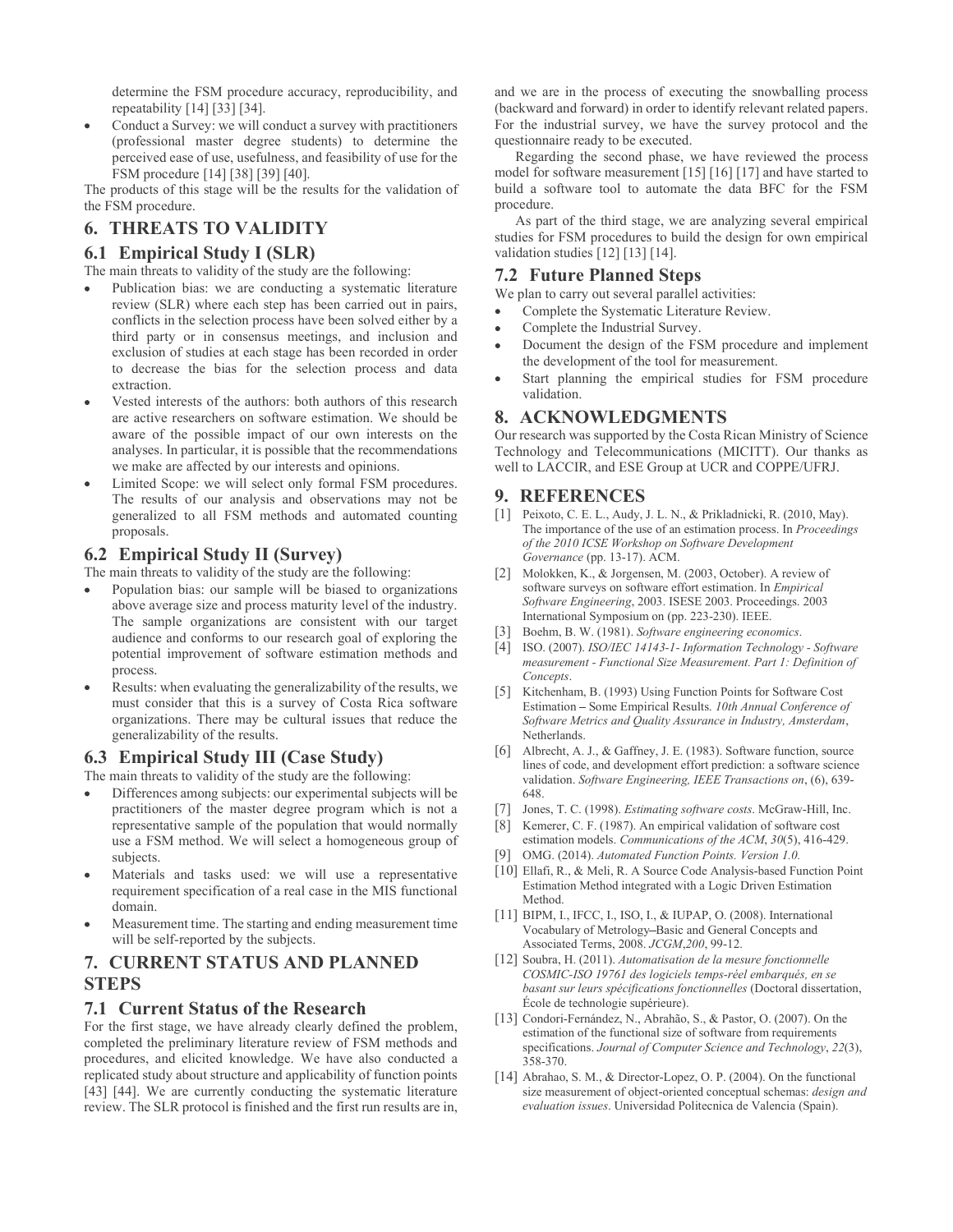determine the FSM procedure accuracy, reproducibility, and repeatability [14] [33] [34].

- Conduct a Survey: we will conduct a survey with practitioners (professional master degree students) to determine the perceived ease of use, usefulness, and feasibility of use for the FSM procedure [14] [38] [39] [40].

The products of this stage will be the results for the validation of the FSM procedure.

## 6. THREATS TO VALIDITY

### 6.1 Empirical Study I (SLR)

The main threats to validity of the study are the following:

- Publication bias: we are conducting a systematic literature review (SLR) where each step has been carried out in pairs, conflicts in the selection process have been solved either by a third party or in consensus meetings, and inclusion and exclusion of studies at each stage has been recorded in order to decrease the bias for the selection process and data extraction.
- Vested interests of the authors: both authors of this research are active researchers on software estimation. We should be aware of the possible impact of our own interests on the analyses. In particular, it is possible that the recommendations we make are affected by our interests and opinions.
- Limited Scope: we will select only formal FSM procedures. The results of our analysis and observations may not be generalized to all FSM methods and automated counting proposals.

### 6.2 Empirical Study II (Survey)

The main threats to validity of the study are the following:

- Population bias: our sample will be biased to organizations above average size and process maturity level of the industry. The sample organizations are consistent with our target audience and conforms to our research goal of exploring the potential improvement of software estimation methods and process.
- Results: when evaluating the generalizability of the results, we must consider that this is a survey of Costa Rica software organizations. There may be cultural issues that reduce the generalizability of the results.

### 6.3 Empirical Study III (Case Study)

The main threats to validity of the study are the following:

- Differences among subjects: our experimental subjects will be practitioners of the master degree program which is not a representative sample of the population that would normally use a FSM method. We will select a homogeneous group of subjects.
- Materials and tasks used: we will use a representative requirement specification of a real case in the MIS functional domain.
- Measurement time. The starting and ending measurement time will be self-reported by the subjects.

## 7. CURRENT STATUS AND PLANNED STEPS

### 7.1 Current Status of the Research

For the first stage, we have already clearly defined the problem, completed the preliminary literature review of FSM methods and procedures, and elicited knowledge. We have also conducted a replicated study about structure and applicability of function points [43] [44]. We are currently conducting the systematic literature review. The SLR protocol is finished and the first run results are in, and we are in the process of executing the snowballing process (backward and forward) in order to identify relevant related papers. For the industrial survey, we have the survey protocol and the questionnaire ready to be executed.

Regarding the second phase, we have reviewed the process model for software measurement [15] [16] [17] and have started to build a software tool to automate the data BFC for the FSM procedure.

As part of the third stage, we are analyzing several empirical studies for FSM procedures to build the design for own empirical validation studies [12] [13] [14].

### 7.2 Future Planned Steps

We plan to carry out several parallel activities:

- Complete the Systematic Literature Review.
- Complete the Industrial Survey.
- Document the design of the FSM procedure and implement the development of the tool for measurement.
- Start planning the empirical studies for FSM procedure validation.

## 8. ACKNOWLEDGMENTS

Our research was supported by the Costa Rican Ministry of Science Technology and Telecommunications (MICITT). Our thanks as well to LACCIR, and ESE Group at UCR and COPPE/UFRJ.

## 9. REFERENCES

[1] Peixoto, C. E. L., Audy, J. L. N., & Prikladnicki, R. (2010, May). The importance of the use of an estimation process. In *Proceedings of the 2010 ICSE Workshop on Software Development Governance* (pp. 13-17). ACM.

[2] Molokken, K., & Jorgensen, M. (2003, October). A review of software surveys on software effort estimation. In *Empirical Software Engineering*, 2003. ISESE 2003. Proceedings. 2003 International Symposium on (pp. 223-230). IEEE.

[3] Boehm, B. W. (1981). *Software engineering economics*.

[4] ISO. (2007). *ISO/IEC 14143-1- Information Technology - Software measurement - Functional Size Measurement. Part 1: Definition of Concepts*.

[5] Kitchenham, B. (1993) Using Function Points for Software Cost Estimation – Some Empirical Results. *10th Annual Conference of Software Metrics and Quality Assurance in Industry, Amsterdam*, Netherlands.

[6] Albrecht, A. J., & Gaffney, J. E. (1983). Software function, source lines of code, and development effort prediction: a software science validation. *Software Engineering, IEEE Transactions on*, (6), 639-648.

[7] Jones, T. C. (1998). *Estimating software costs*. McGraw-Hill, Inc.

[8] Kemerer, C. F. (1987). An empirical validation of software cost estimation models. *Communications of the ACM*, *30*(5), 416-429.

[9] OMG. (2014). *Automated Function Points. Version 1.0.*

[10] Ellafi, R., & Meli, R. A Source Code Analysis-based Function Point Estimation Method integrated with a Logic Driven Estimation Method.

[11] BIPM, I., IFCC, I., ISO, I., & IUPAP, O. (2008). International Vocabulary of Metrology–Basic and General Concepts and Associated Terms, 2008. *JCGM*,*200*, 99-12.

[12] Soubra, H. (2011). *Automatisation de la mesure fonctionnelle COSMIC-ISO 19761 des logiciels temps-réel embarqués, en se basant sur leurs spécifications fonctionnelles* (Doctoral dissertation, École de technologie supérieure).

[13] Condori-Fernández, N., Abrahão, S., & Pastor, O. (2007). On the estimation of the functional size of software from requirements specifications. *Journal of Computer Science and Technology*, *22*(3), 358-370.

[14] Abrahao, S. M., & Director-Lopez, O. P. (2004). On the functional size measurement of object-oriented conceptual schemas: *design and evaluation issues*. Universidad Politecnica de Valencia (Spain).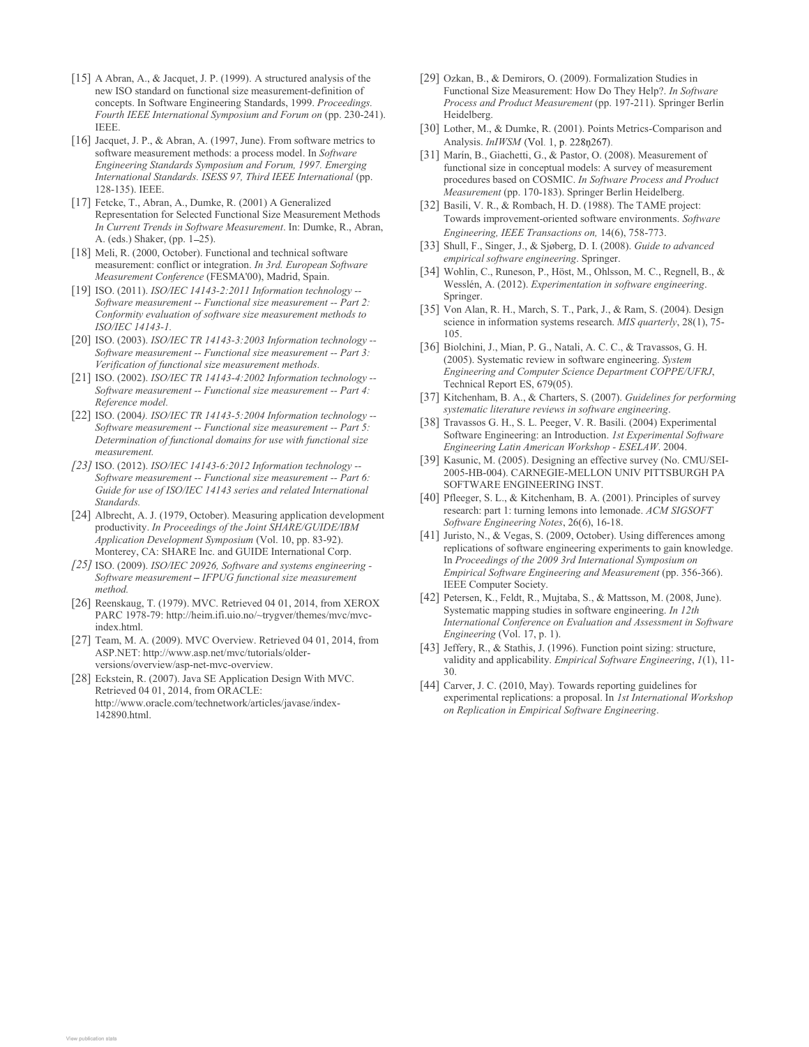[15] A Abran, A., & Jacquet, J. P. (1999). A structured analysis of the new ISO standard on functional size measurement-definition of concepts. In Software Engineering Standards, 1999. *Proceedings. Fourth IEEE International Symposium and Forum on* (pp. 230-241). IEEE.

[16] Jacquet, J. P., & Abran, A. (1997, June). From software metrics to software measurement methods: a process model. In *Software Engineering Standards Symposium and Forum, 1997. Emerging International Standards. ISESS 97, Third IEEE International* (pp. 128-135). IEEE.

[17] Fetcke, T., Abran, A., Dumke, R. (2001) A Generalized Representation for Selected Functional Size Measurement Methods *In Current Trends in Software Measurement*. In: Dumke, R., Abran, A. (eds.) Shaker, (pp. 1–25).

[18] Meli, R. (2000, October). Functional and technical software measurement: conflict or integration. *In 3rd. European Software Measurement Conference* (FESMA'00), Madrid, Spain.

[19] ISO. (2011). *ISO/IEC 14143-2:2011 Information technology -- Software measurement -- Functional size measurement -- Part 2: Conformity evaluation of software size measurement methods to ISO/IEC 14143-1.*

[20] ISO. (2003). *ISO/IEC TR 14143-3:2003 Information technology -- Software measurement -- Functional size measurement -- Part 3: Verification of functional size measurement methods.*

[21] ISO. (2002). *ISO/IEC TR 14143-4:2002 Information technology -- Software measurement -- Functional size measurement -- Part 4: Reference model.*

[22] ISO. (2004*). ISO/IEC TR 14143-5:2004 Information technology -- Software measurement -- Functional size measurement -- Part 5: Determination of functional domains for use with functional size measurement.*

*[23]* ISO. (2012). *ISO/IEC 14143-6:2012 Information technology -- Software measurement -- Functional size measurement -- Part 6: Guide for use of ISO/IEC 14143 series and related International Standards.*

[24] Albrecht, A. J. (1979, October). Measuring application development productivity. *In Proceedings of the Joint SHARE/GUIDE/IBM Application Development Symposium* (Vol. 10, pp. 83-92). Monterey, CA: SHARE Inc. and GUIDE International Corp.

*[25]* ISO. (2009). *ISO/IEC 20926, Software and systems engineering - Software measurement – IFPUG functional size measurement method.*

[26] Reenskaug, T. (1979). MVC. Retrieved 04 01, 2014, from XEROX PARC 1978-79: http://heim.ifi.uio.no/~trygver/themes/mvc/mvc-index.html.

[27] Team, M. A. (2009). MVC Overview. Retrieved 04 01, 2014, from ASP.NET: http://www.asp.net/mvc/tutorials/older-versions/overview/asp-net-mvc-overview.

[28] Eckstein, R. (2007). Java SE Application Design With MVC. Retrieved 04 01, 2014, from ORACLE: http://www.oracle.com/technetwork/articles/javase/index-142890.html.

[29] Ozkan, B., & Demirors, O. (2009). Formalization Studies in Functional Size Measurement: How Do They Help?. *In Software Process and Product Measurement* (pp. 197-211). Springer Berlin Heidelberg.

[30] Lother, M., & Dumke, R. (2001). Points Metrics-Comparison and Analysis. *InIWSM* (Vol. 1, p. 228ŋ267).

[31] Marín, B., Giachetti, G., & Pastor, O. (2008). Measurement of functional size in conceptual models: A survey of measurement procedures based on COSMIC. *In Software Process and Product Measurement* (pp. 170-183). Springer Berlin Heidelberg.

[32] Basili, V. R., & Rombach, H. D. (1988). The TAME project: Towards improvement-oriented software environments. *Software Engineering, IEEE Transactions on,* 14(6), 758-773.

[33] Shull, F., Singer, J., & Sjøberg, D. I. (2008). *Guide to advanced empirical software engineering*. Springer.

[34] Wohlin, C., Runeson, P., Höst, M., Ohlsson, M. C., Regnell, B., & Wesslén, A. (2012). *Experimentation in software engineering*. Springer.

[35] Von Alan, R. H., March, S. T., Park, J., & Ram, S. (2004). Design science in information systems research. *MIS quarterly*, 28(1), 75-105.

[36] Biolchini, J., Mian, P. G., Natali, A. C. C., & Travassos, G. H. (2005). Systematic review in software engineering. *System Engineering and Computer Science Department COPPE/UFRJ*, Technical Report ES, 679(05).

[37] Kitchenham, B. A., & Charters, S. (2007). *Guidelines for performing systematic literature reviews in software engineering*.

[38] Travassos G. H., S. L. Peeger, V. R. Basili. (2004) Experimental Software Engineering: an Introduction. *1st Experimental Software Engineering Latin American Workshop - ESELAW*. 2004.

[39] Kasunic, M. (2005). Designing an effective survey (No. CMU/SEI-2005-HB-004). CARNEGIE-MELLON UNIV PITTSBURGH PA SOFTWARE ENGINEERING INST.

[40] Pfleeger, S. L., & Kitchenham, B. A. (2001). Principles of survey research: part 1: turning lemons into lemonade. *ACM SIGSOFT Software Engineering Notes*, 26(6), 16-18.

[41] Juristo, N., & Vegas, S. (2009, October). Using differences among replications of software engineering experiments to gain knowledge. In *Proceedings of the 2009 3rd International Symposium on Empirical Software Engineering and Measurement* (pp. 356-366). IEEE Computer Society.

[42] Petersen, K., Feldt, R., Mujtaba, S., & Mattsson, M. (2008, June). Systematic mapping studies in software engineering. *In 12th International Conference on Evaluation and Assessment in Software Engineering* (Vol. 17, p. 1).

[43] Jeffery, R., & Stathis, J. (1996). Function point sizing: structure, validity and applicability. *Empirical Software Engineering*, *1*(1), 11-30.

[44] Carver, J. C. (2010, May). Towards reporting guidelines for experimental replications: a proposal. In *1st International Workshop on Replication in Empirical Software Engineering*.